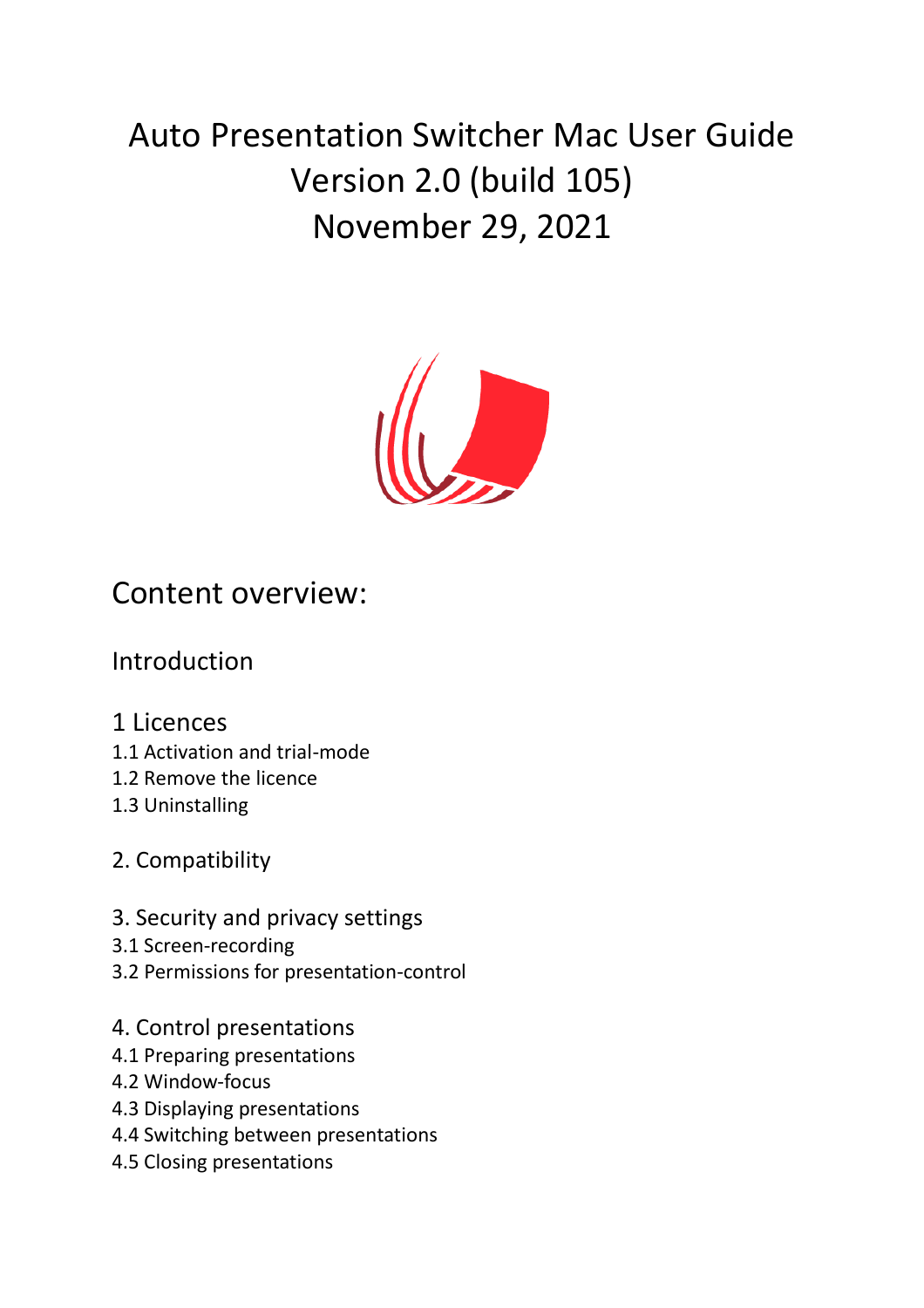# Auto Presentation Switcher Mac User Guide
# Version 2.0 (build 105)
# November 29, 2021

## Content overview:

### Introduction

### 1 Licences
1.1 Activation and trial-mode
1.2 Remove the licence
1.3 Uninstalling

### 2. Compatibility

### 3. Security and privacy settings
3.1 Screen-recording
3.2 Permissions for presentation-control

### 4. Control presentations
4.1 Preparing presentations
4.2 Window-focus
4.3 Displaying presentations
4.4 Switching between presentations
4.5 Closing presentations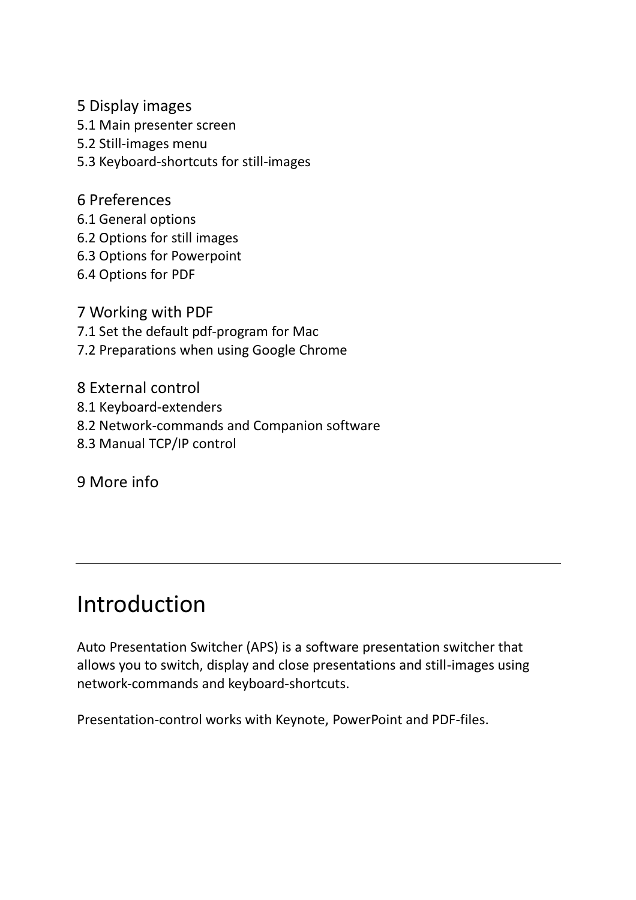5 Display images
5.1 Main presenter screen
5.2 Still-images menu
5.3 Keyboard-shortcuts for still-images

6 Preferences
6.1 General options
6.2 Options for still images
6.3 Options for Powerpoint
6.4 Options for PDF

7 Working with PDF
7.1 Set the default pdf-program for Mac
7.2 Preparations when using Google Chrome

8 External control
8.1 Keyboard-extenders
8.2 Network-commands and Companion software
8.3 Manual TCP/IP control

9 More info

---

# Introduction

Auto Presentation Switcher (APS) is a software presentation switcher that allows you to switch, display and close presentations and still-images using network-commands and keyboard-shortcuts.

Presentation-control works with Keynote, PowerPoint and PDF-files.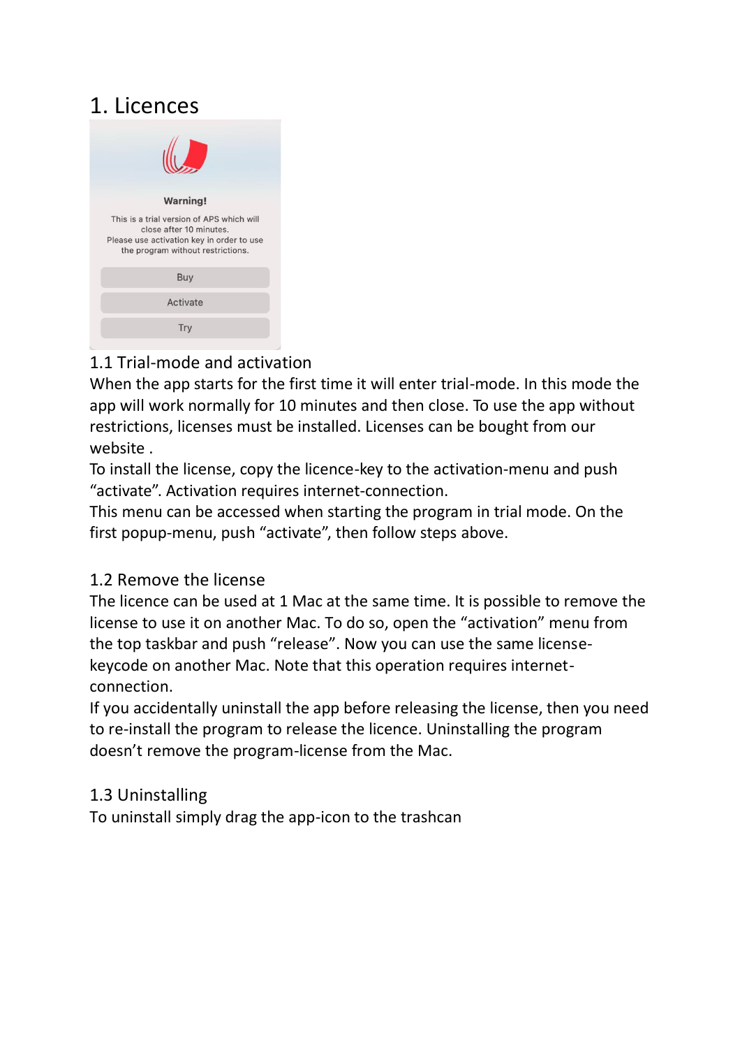# 1. Licences

## 1.1 Trial-mode and activation

When the app starts for the first time it will enter trial-mode. In this mode the app will work normally for 10 minutes and then close. To use the app without restrictions, licenses must be installed. Licenses can be bought from our website .

To install the license, copy the licence-key to the activation-menu and push “activate”. Activation requires internet-connection.

This menu can be accessed when starting the program in trial mode. On the first popup-menu, push “activate”, then follow steps above.

## 1.2 Remove the license

The licence can be used at 1 Mac at the same time. It is possible to remove the license to use it on another Mac. To do so, open the “activation” menu from the top taskbar and push “release”. Now you can use the same license-keycode on another Mac. Note that this operation requires internet-connection.

If you accidentally uninstall the app before releasing the license, then you need to re-install the program to release the licence. Uninstalling the program doesn’t remove the program-license from the Mac.

## 1.3 Uninstalling

To uninstall simply drag the app-icon to the trashcan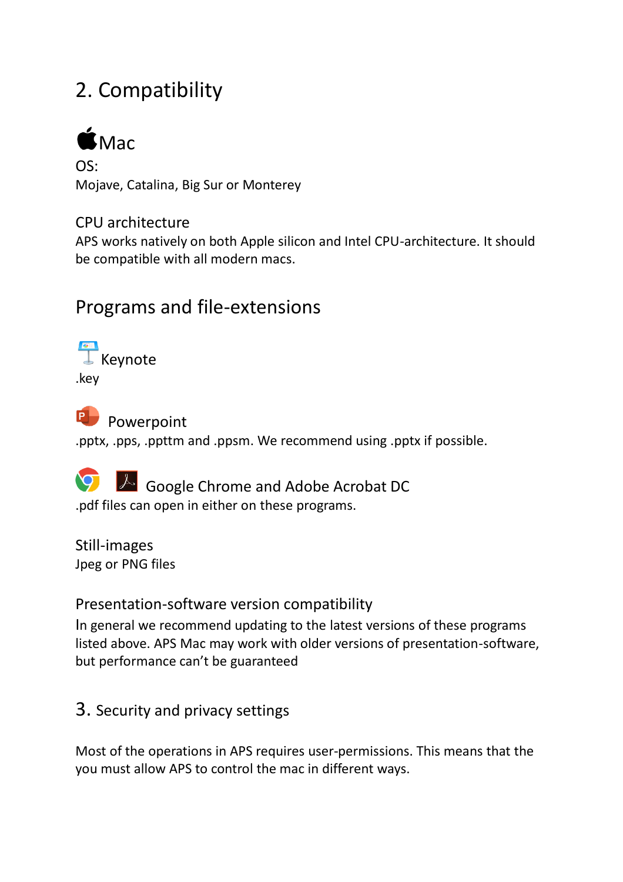## 2. Compatibility

### Mac

OS:
Mojave, Catalina, Big Sur or Monterey

CPU architecture
APS works natively on both Apple silicon and Intel CPU-architecture. It should be compatible with all modern macs.

### Programs and file-extensions

Keynote
.key

Powerpoint
.pptx, .pps, .ppttm and .ppsm. We recommend using .pptx if possible.

Google Chrome and Adobe Acrobat DC
.pdf files can open in either on these programs.

Still-images
Jpeg or PNG files

Presentation-software version compatibility
In general we recommend updating to the latest versions of these programs listed above. APS Mac may work with older versions of presentation-software, but performance can't be guaranteed

## 3. Security and privacy settings

Most of the operations in APS requires user-permissions. This means that the you must allow APS to control the mac in different ways.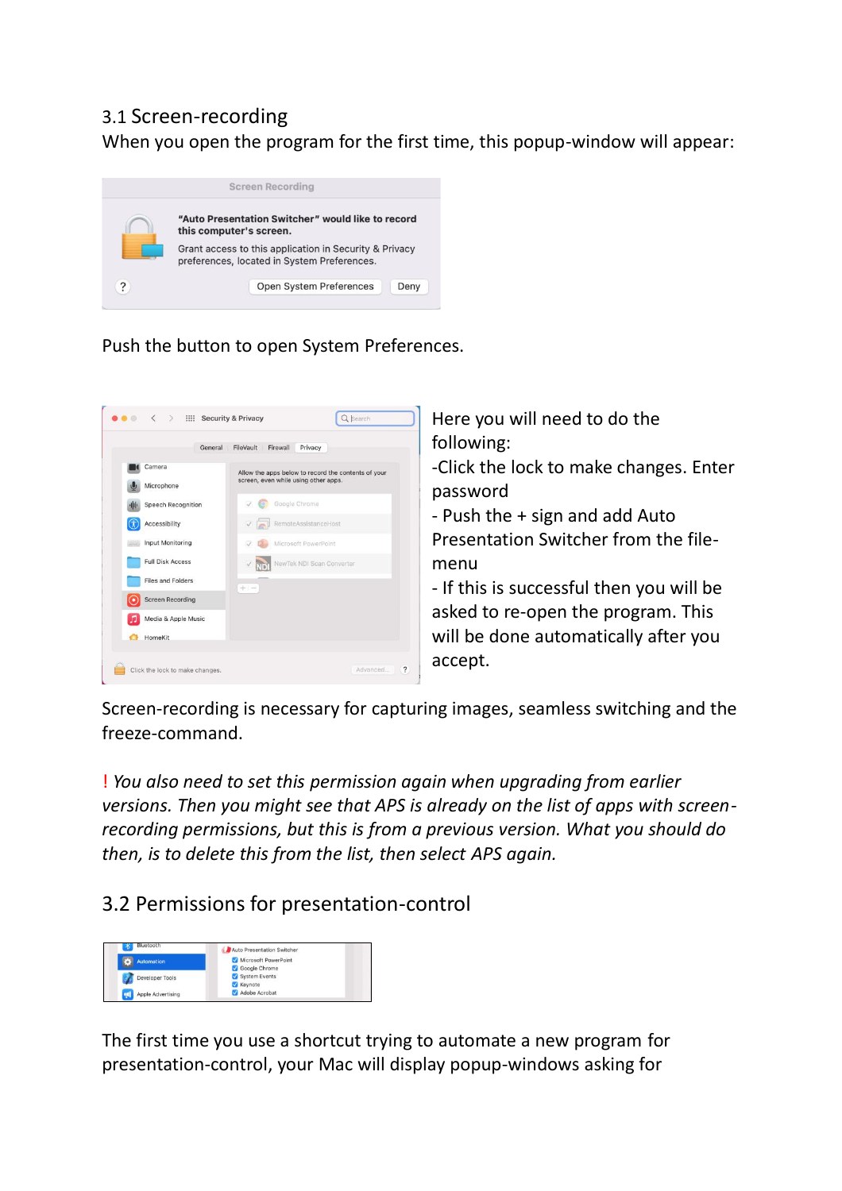## 3.1 Screen-recording

When you open the program for the first time, this popup-window will appear:

Push the button to open System Preferences.

Here you will need to do the following:

-Click the lock to make changes. Enter password

- Push the + sign and add Auto Presentation Switcher from the file-menu

- If this is successful then you will be asked to re-open the program. This will be done automatically after you accept.

Screen-recording is necessary for capturing images, seamless switching and the freeze-command.

! *You also need to set this permission again when upgrading from earlier versions. Then you might see that APS is already on the list of apps with screen-recording permissions, but this is from a previous version. What you should do then, is to delete this from the list, then select APS again.*

## 3.2 Permissions for presentation-control

The first time you use a shortcut trying to automate a new program for presentation-control, your Mac will display popup-windows asking for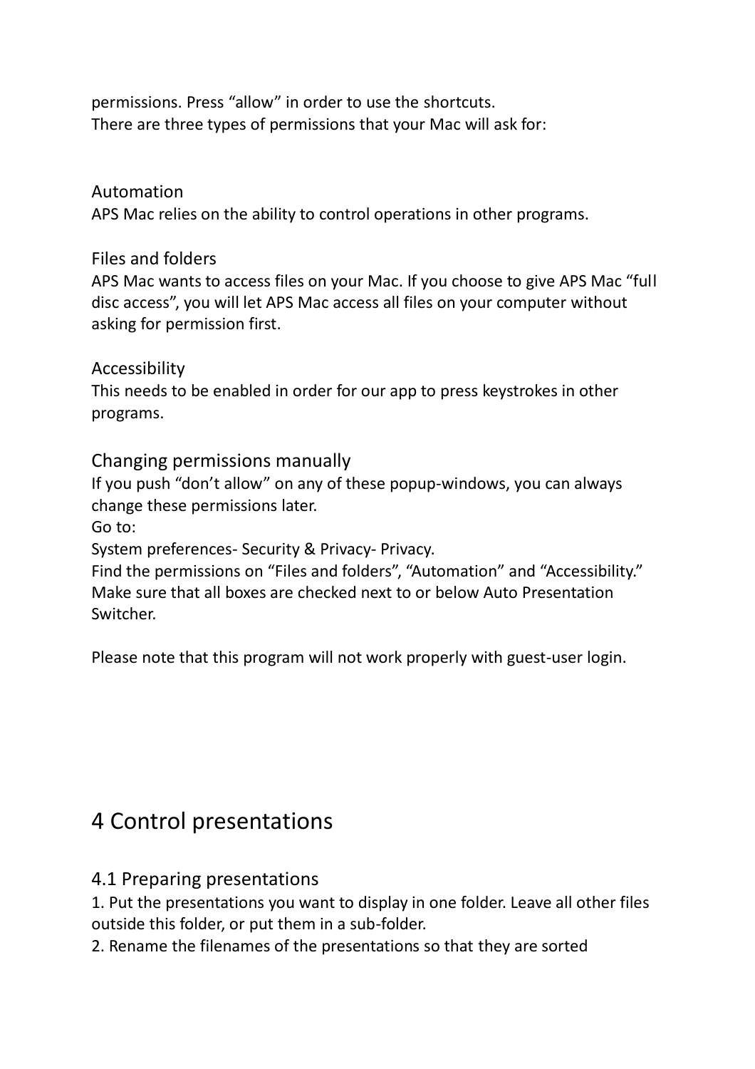permissions. Press “allow” in order to use the shortcuts.
There are three types of permissions that your Mac will ask for:

### Automation

APS Mac relies on the ability to control operations in other programs.

### Files and folders

APS Mac wants to access files on your Mac. If you choose to give APS Mac “full disc access”, you will let APS Mac access all files on your computer without asking for permission first.

### Accessibility

This needs to be enabled in order for our app to press keystrokes in other programs.

### Changing permissions manually

If you push “don’t allow” on any of these popup-windows, you can always change these permissions later.
Go to:
System preferences- Security & Privacy- Privacy.
Find the permissions on “Files and folders”, “Automation” and “Accessibility.” Make sure that all boxes are checked next to or below Auto Presentation Switcher.

Please note that this program will not work properly with guest-user login.

# 4 Control presentations

## 4.1 Preparing presentations

1. Put the presentations you want to display in one folder. Leave all other files outside this folder, or put them in a sub-folder.
2. Rename the filenames of the presentations so that they are sorted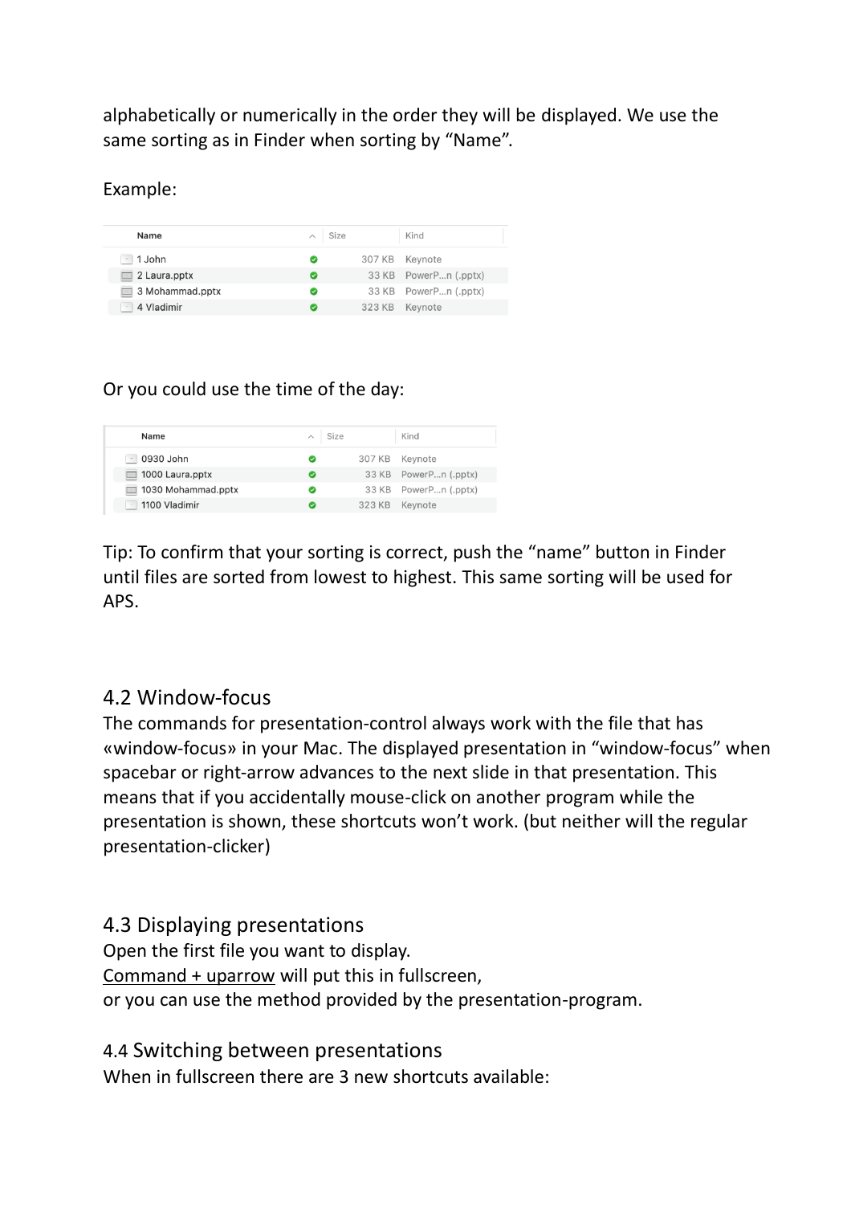alphabetically or numerically in the order they will be displayed. We use the same sorting as in Finder when sorting by "Name".

Example:

| Name | Size | Kind |
|---|---|---|
| 1 John | 307 KB | Keynote |
| 2 Laura.pptx | 33 KB | PowerP...n (.pptx) |
| 3 Mohammad.pptx | 33 KB | PowerP...n (.pptx) |
| 4 Vladimir | 323 KB | Keynote |

Or you could use the time of the day:

| Name | Size | Kind |
|---|---|---|
| 0930 John | 307 KB | Keynote |
| 1000 Laura.pptx | 33 KB | PowerP...n (.pptx) |
| 1030 Mohammad.pptx | 33 KB | PowerP...n (.pptx) |
| 1100 Vladimir | 323 KB | Keynote |

Tip: To confirm that your sorting is correct, push the "name" button in Finder until files are sorted from lowest to highest. This same sorting will be used for APS.

## 4.2 Window-focus

The commands for presentation-control always work with the file that has «window-focus» in your Mac. The displayed presentation in "window-focus" when spacebar or right-arrow advances to the next slide in that presentation. This means that if you accidentally mouse-click on another program while the presentation is shown, these shortcuts won't work. (but neither will the regular presentation-clicker)

## 4.3 Displaying presentations

Open the first file you want to display.
<u>Command + uparrow</u> will put this in fullscreen,
or you can use the method provided by the presentation-program.

## 4.4 Switching between presentations

When in fullscreen there are 3 new shortcuts available: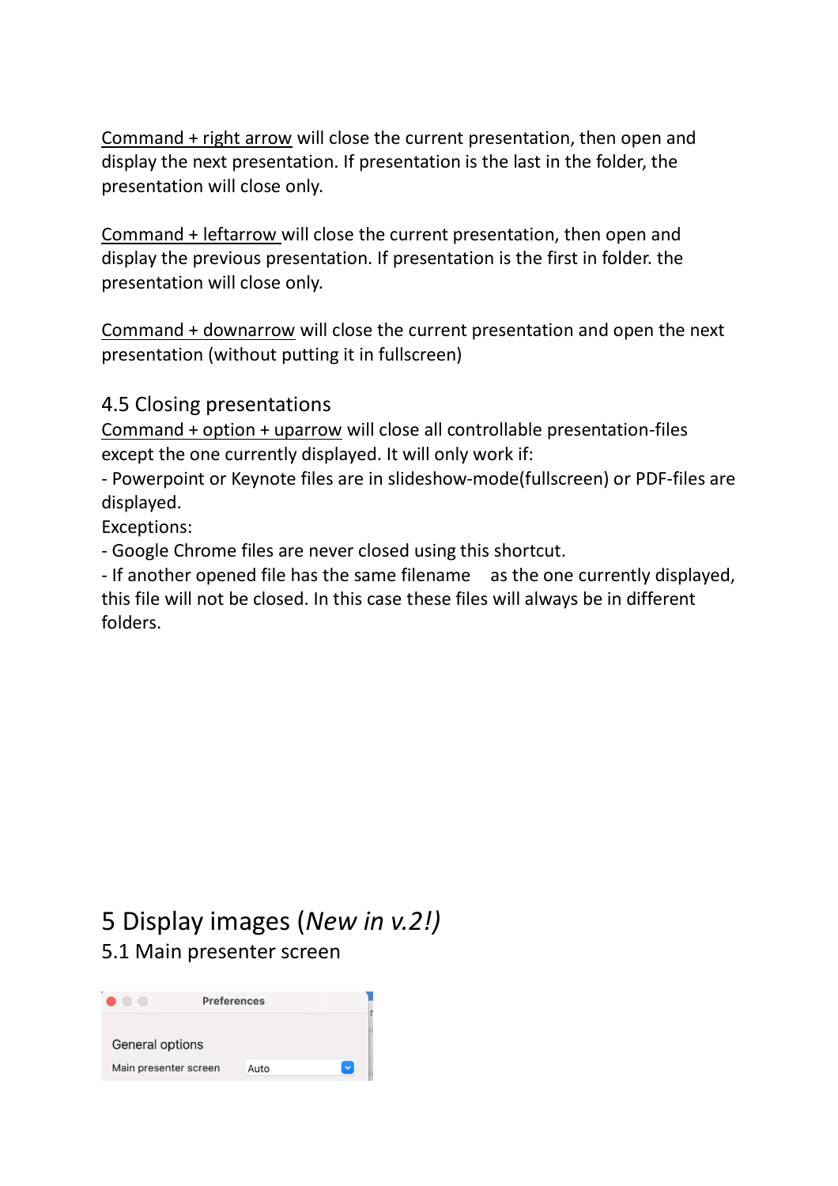<u>Command + right arrow</u> will close the current presentation, then open and display the next presentation. If presentation is the last in the folder, the presentation will close only.

<u>Command + leftarrow</u> will close the current presentation, then open and display the previous presentation. If presentation is the first in folder. the presentation will close only.

<u>Command + downarrow</u> will close the current presentation and open the next presentation (without putting it in fullscreen)

### 4.5 Closing presentations

<u>Command + option + uparrow</u> will close all controllable presentation-files except the one currently displayed. It will only work if:

- Powerpoint or Keynote files are in slideshow-mode(fullscreen) or PDF-files are displayed.

Exceptions:

- Google Chrome files are never closed using this shortcut.
- If another opened file has the same filename as the one currently displayed, this file will not be closed. In this case these files will always be in different folders.

# 5 Display images (*New in v.2!)*

## 5.1 Main presenter screen

Preferences

General options

Main presenter screen Auto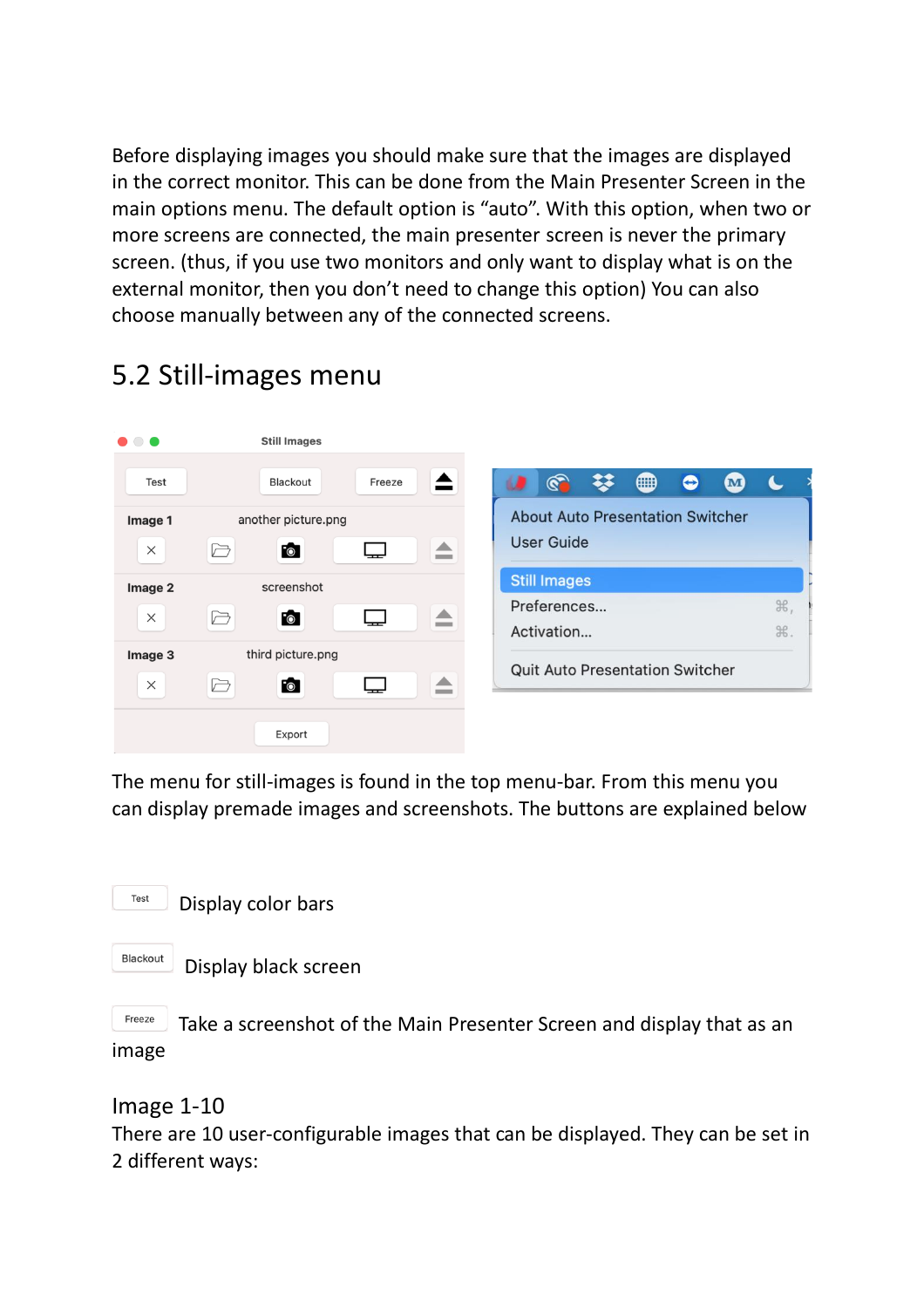Before displaying images you should make sure that the images are displayed in the correct monitor. This can be done from the Main Presenter Screen in the main options menu. The default option is “auto”. With this option, when two or more screens are connected, the main presenter screen is never the primary screen. (thus, if you use two monitors and only want to display what is on the external monitor, then you don’t need to change this option) You can also choose manually between any of the connected screens.

## 5.2 Still-images menu

The menu for still-images is found in the top menu-bar. From this menu you can display premade images and screenshots. The buttons are explained below

Test Display color bars

Blackout Display black screen

Freeze Take a screenshot of the Main Presenter Screen and display that as an image

### Image 1-10

There are 10 user-configurable images that can be displayed. They can be set in 2 different ways: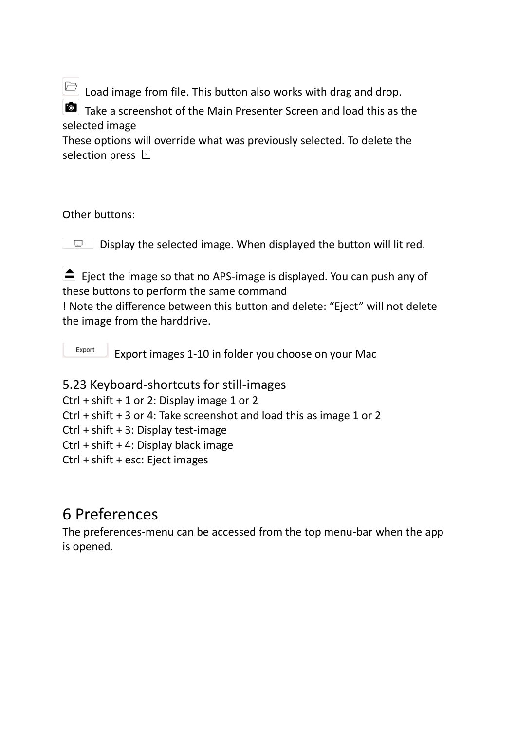Load image from file. This button also works with drag and drop.

Take a screenshot of the Main Presenter Screen and load this as the selected image

These options will override what was previously selected. To delete the selection press ☒

Other buttons:

Display the selected image. When displayed the button will lit red.

Eject the image so that no APS-image is displayed. You can push any of these buttons to perform the same command

! Note the difference between this button and delete: “Eject” will not delete the image from the harddrive.

Export — Export images 1-10 in folder you choose on your Mac

## 5.23 Keyboard-shortcuts for still-images

Ctrl + shift + 1 or 2: Display image 1 or 2

Ctrl + shift + 3 or 4: Take screenshot and load this as image 1 or 2

Ctrl + shift + 3: Display test-image

Ctrl + shift + 4: Display black image

Ctrl + shift + esc: Eject images

# 6 Preferences

The preferences-menu can be accessed from the top menu-bar when the app is opened.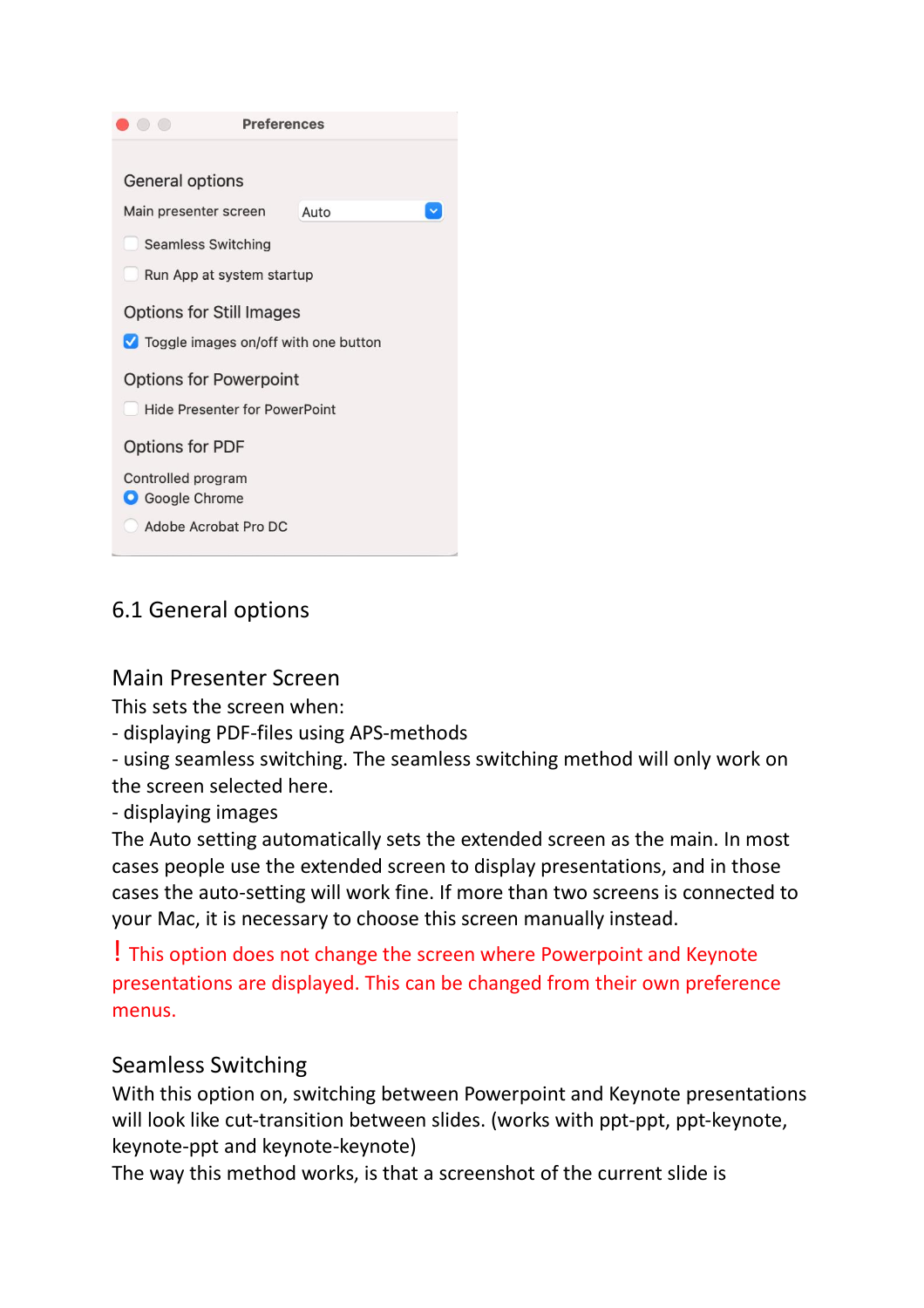**Preferences**

General options

Main presenter screen: Auto

- [ ] Seamless Switching
- [ ] Run App at system startup

Options for Still Images

- [x] Toggle images on/off with one button

Options for Powerpoint

- [ ] Hide Presenter for PowerPoint

Options for PDF

Controlled program

- (•) Google Chrome
- ( ) Adobe Acrobat Pro DC

## 6.1 General options

### Main Presenter Screen

This sets the screen when:

- displaying PDF-files using APS-methods
- using seamless switching. The seamless switching method will only work on the screen selected here.
- displaying images

The Auto setting automatically sets the extended screen as the main. In most cases people use the extended screen to display presentations, and in those cases the auto-setting will work fine. If more than two screens is connected to your Mac, it is necessary to choose this screen manually instead.

! This option does not change the screen where Powerpoint and Keynote presentations are displayed. This can be changed from their own preference menus.

### Seamless Switching

With this option on, switching between Powerpoint and Keynote presentations will look like cut-transition between slides. (works with ppt-ppt, ppt-keynote, keynote-ppt and keynote-keynote)

The way this method works, is that a screenshot of the current slide is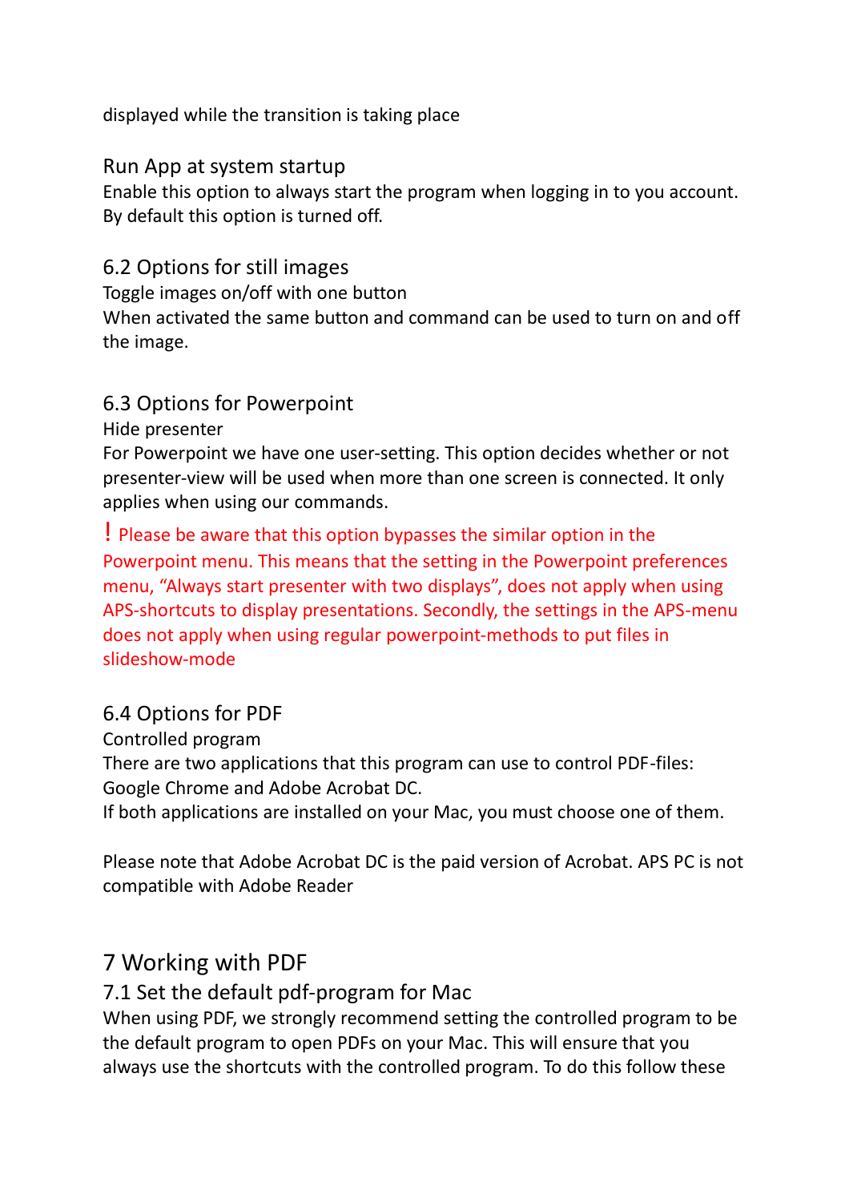displayed while the transition is taking place

### Run App at system startup

Enable this option to always start the program when logging in to you account. By default this option is turned off.

## 6.2 Options for still images

Toggle images on/off with one button

When activated the same button and command can be used to turn on and off the image.

## 6.3 Options for Powerpoint

Hide presenter

For Powerpoint we have one user-setting. This option decides whether or not presenter-view will be used when more than one screen is connected. It only applies when using our commands.

! Please be aware that this option bypasses the similar option in the Powerpoint menu. This means that the setting in the Powerpoint preferences menu, “Always start presenter with two displays”, does not apply when using APS-shortcuts to display presentations. Secondly, the settings in the APS-menu does not apply when using regular powerpoint-methods to put files in slideshow-mode

## 6.4 Options for PDF

Controlled program

There are two applications that this program can use to control PDF-files: Google Chrome and Adobe Acrobat DC.

If both applications are installed on your Mac, you must choose one of them.

Please note that Adobe Acrobat DC is the paid version of Acrobat. APS PC is not compatible with Adobe Reader

# 7 Working with PDF

## 7.1 Set the default pdf-program for Mac

When using PDF, we strongly recommend setting the controlled program to be the default program to open PDFs on your Mac. This will ensure that you always use the shortcuts with the controlled program. To do this follow these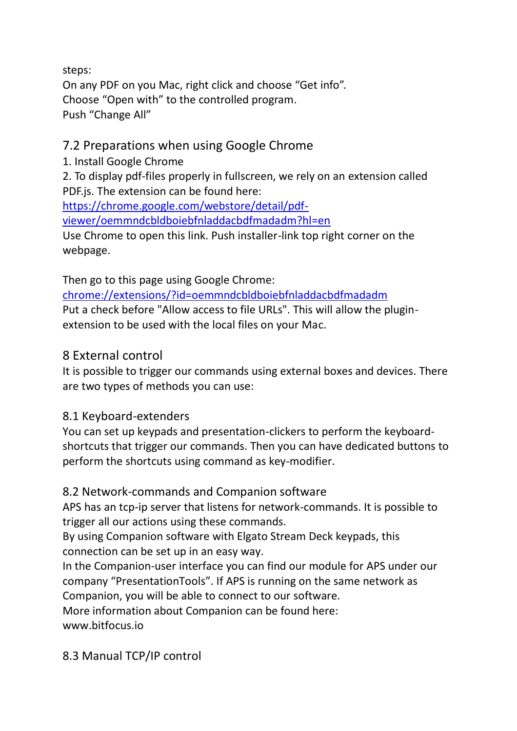steps:
On any PDF on you Mac, right click and choose “Get info”.
Choose “Open with” to the controlled program.
Push “Change All”

## 7.2 Preparations when using Google Chrome

1. Install Google Chrome
2. To display pdf-files properly in fullscreen, we rely on an extension called PDF.js. The extension can be found here:
[https://chrome.google.com/webstore/detail/pdf-viewer/oemmndcbldboiebfnladdacbdfmadadm?hl=en](https://chrome.google.com/webstore/detail/pdf-viewer/oemmndcbldboiebfnladdacbdfmadadm?hl=en)
Use Chrome to open this link. Push installer-link top right corner on the webpage.

Then go to this page using Google Chrome:
[chrome://extensions/?id=oemmndcbldboiebfnladdacbdfmadadm](chrome://extensions/?id=oemmndcbldboiebfnladdacbdfmadadm)
Put a check before "Allow access to file URLs". This will allow the plugin-extension to be used with the local files on your Mac.

# 8 External control

It is possible to trigger our commands using external boxes and devices. There are two types of methods you can use:

## 8.1 Keyboard-extenders

You can set up keypads and presentation-clickers to perform the keyboard-shortcuts that trigger our commands. Then you can have dedicated buttons to perform the shortcuts using command as key-modifier.

## 8.2 Network-commands and Companion software

APS has an tcp-ip server that listens for network-commands. It is possible to trigger all our actions using these commands.
By using Companion software with Elgato Stream Deck keypads, this connection can be set up in an easy way.
In the Companion-user interface you can find our module for APS under our company “PresentationTools”. If APS is running on the same network as Companion, you will be able to connect to our software.
More information about Companion can be found here:
www.bitfocus.io

## 8.3 Manual TCP/IP control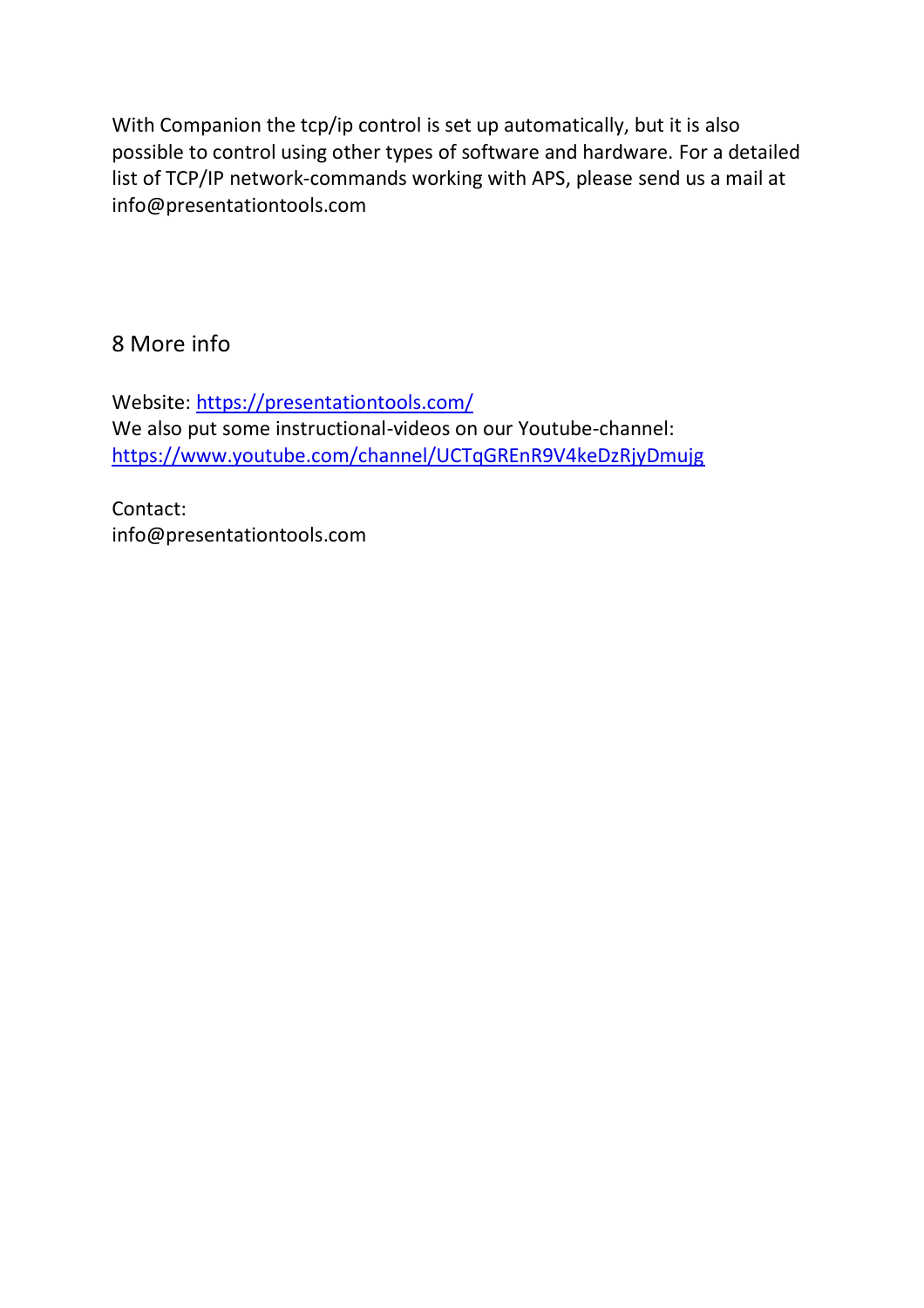With Companion the tcp/ip control is set up automatically, but it is also possible to control using other types of software and hardware. For a detailed list of TCP/IP network-commands working with APS, please send us a mail at info@presentationtools.com

## 8 More info

Website: [https://presentationtools.com/](https://presentationtools.com/)
We also put some instructional-videos on our Youtube-channel:
[https://www.youtube.com/channel/UCTqGREnR9V4keDzRjyDmujg](https://www.youtube.com/channel/UCTqGREnR9V4keDzRjyDmujg)

Contact:
info@presentationtools.com